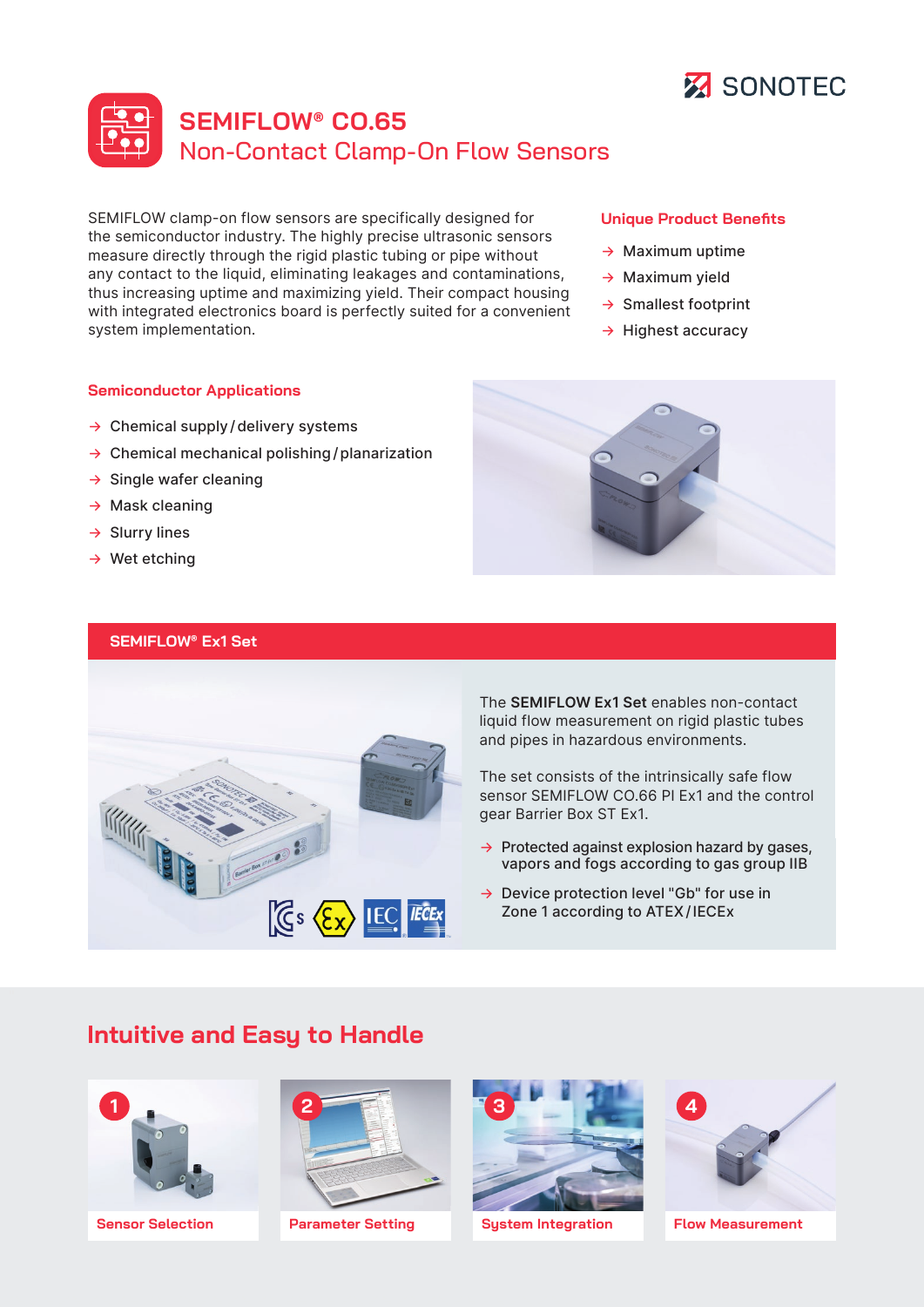SONOTEC

# SEMIFLOW® CO.65

## Non-Contact Clamp-On Flow Sensors

SEMIFLOW clamp-on flow sensors are specifically designed for the semiconductor industry. The highly precise ultrasonic sensors measure directly through the rigid plastic tubing or pipe without any contact to the liquid, eliminating leakages and contaminations, thus increasing uptime and maximizing yield. Their compact housing with integrated electronics board is perfectly suited for a convenient system implementation.

### Unique Product Benefits

- → Maximum uptime
- → Maximum yield
- → Smallest footprint
- → Highest accuracy

### Semiconductor Applications

- → Chemical supply / delivery systems
- → Chemical mechanical polishing / planarization
- → Single wafer cleaning
- → Mask cleaning
- → Slurry lines
- → Wet etching

### SEMIFLOW® Ex1 Set

The **SEMIFLOW Ex1 Set** enables non-contact liquid flow measurement on rigid plastic tubes and pipes in hazardous environments.

The set consists of the intrinsically safe flow sensor SEMIFLOW CO.66 PI Ex1 and the control gear Barrier Box ST Ex1.

- → Protected against explosion hazard by gases, vapors and fogs according to gas group IIB
- → Device protection level "Gb" for use in Zone 1 according to ATEX / IECEx

## Intuitive and Easy to Handle

1. Sensor Selection
2. Parameter Setting
3. System Integration
4. Flow Measurement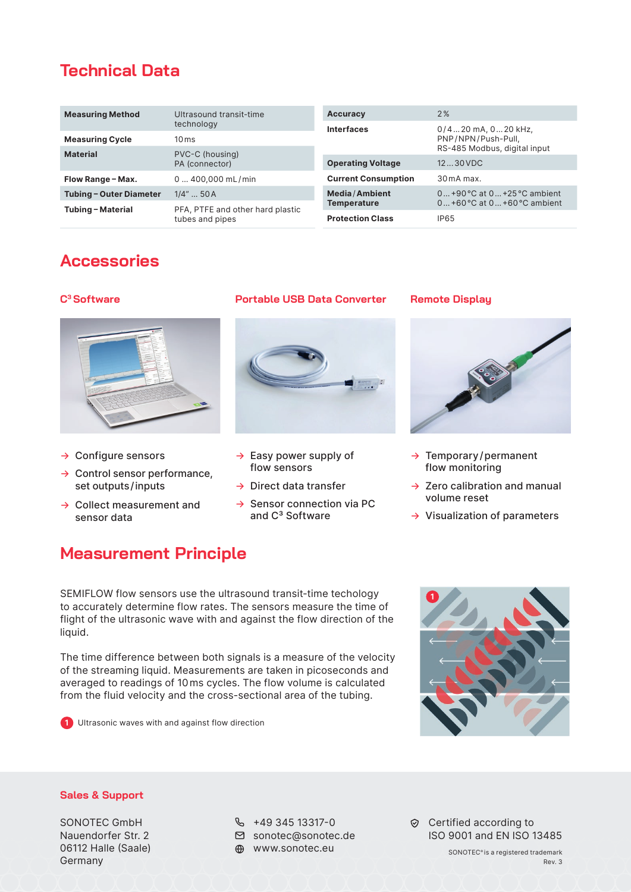## Technical Data

| | |
|---|---|
| **Measuring Method** | Ultrasound transit-time technology |
| **Measuring Cycle** | 10 ms |
| **Material** | PVC-C (housing)<br>PA (connector) |
| **Flow Range – Max.** | 0 ... 400,000 mL / min |
| **Tubing – Outer Diameter** | 1/4" ... 50 A |
| **Tubing – Material** | PFA, PTFE and other hard plastic tubes and pipes |

| | |
|---|---|
| **Accuracy** | 2 % |
| **Interfaces** | 0 / 4 ... 20 mA, 0 ... 20 kHz,<br>PNP / NPN / Push-Pull,<br>RS-485 Modbus, digital input |
| **Operating Voltage** | 12 ... 30 VDC |
| **Current Consumption** | 30 mA max. |
| **Media / Ambient Temperature** | 0 ... +90 °C at 0 ... +25 °C ambient<br>0 ... +60 °C at 0 ... +60 °C ambient |
| **Protection Class** | IP65 |

## Accessories

### C³ Software

- Configure sensors
- Control sensor performance, set outputs / inputs
- Collect measurement and sensor data

### Portable USB Data Converter

- Easy power supply of flow sensors
- Direct data transfer
- Sensor connection via PC and C³ Software

### Remote Display

- Temporary / permanent flow monitoring
- Zero calibration and manual volume reset
- Visualization of parameters

## Measurement Principle

SEMIFLOW flow sensors use the ultrasound transit-time techology to accurately determine flow rates. The sensors measure the time of flight of the ultrasonic wave with and against the flow direction of the liquid.

The time difference between both signals is a measure of the velocity of the streaming liquid. Measurements are taken in picoseconds and averaged to readings of 10 ms cycles. The flow volume is calculated from the fluid velocity and the cross-sectional area of the tubing.

1 Ultrasonic waves with and against flow direction

### Sales & Support

SONOTEC GmbH
Nauendorfer Str. 2
06112 Halle (Saale)
Germany

+49 345 13317-0
sonotec@sonotec.de
www.sonotec.eu

Certified according to ISO 9001 and EN ISO 13485

SONOTEC® is a registered trademark
Rev. 3